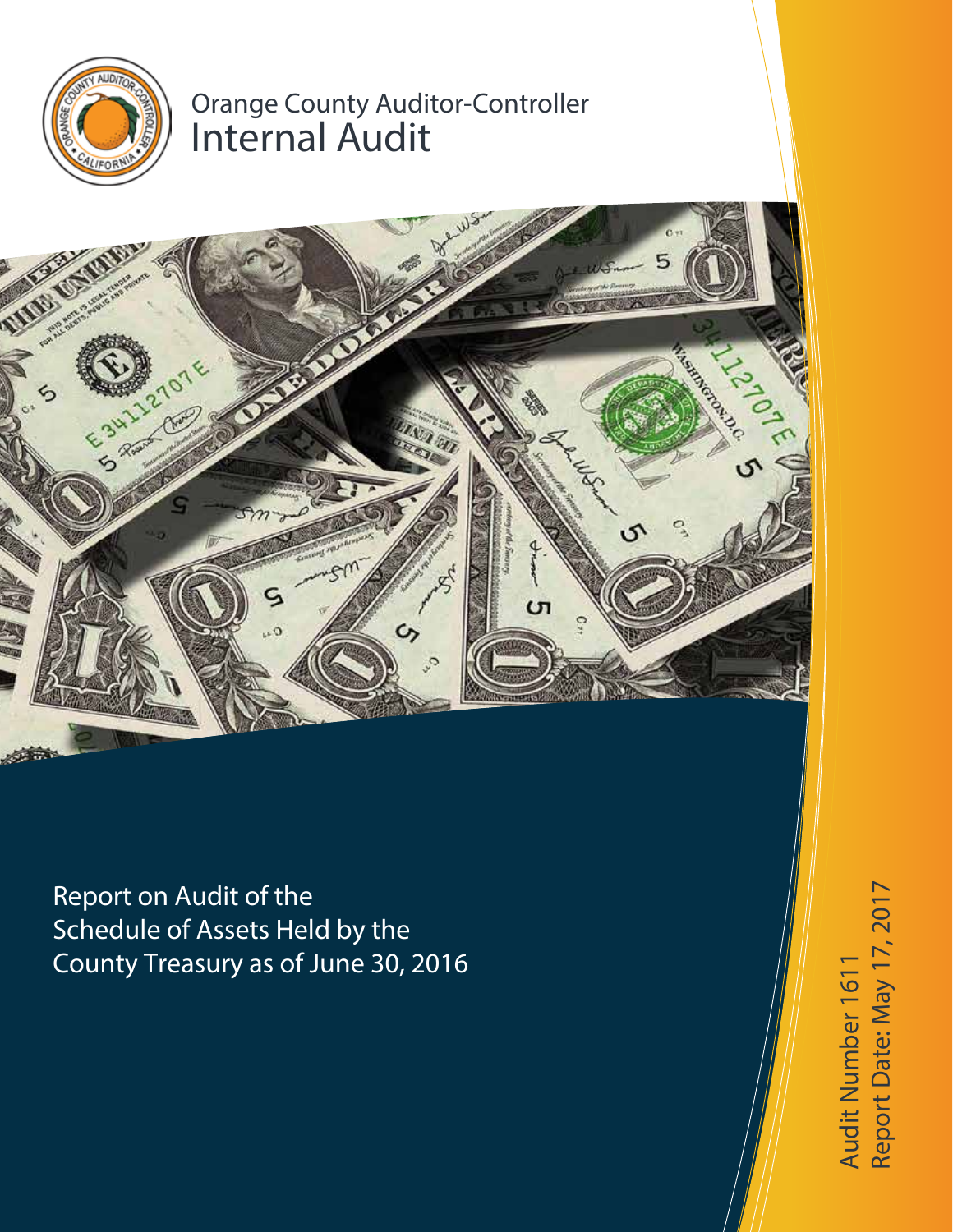Orange County Auditor-Controller

# Internal Audit

Report on Audit of the Schedule of Assets Held by the County Treasury as of June 30, 2016

Audit Number 1611

Report Date: May 17, 2017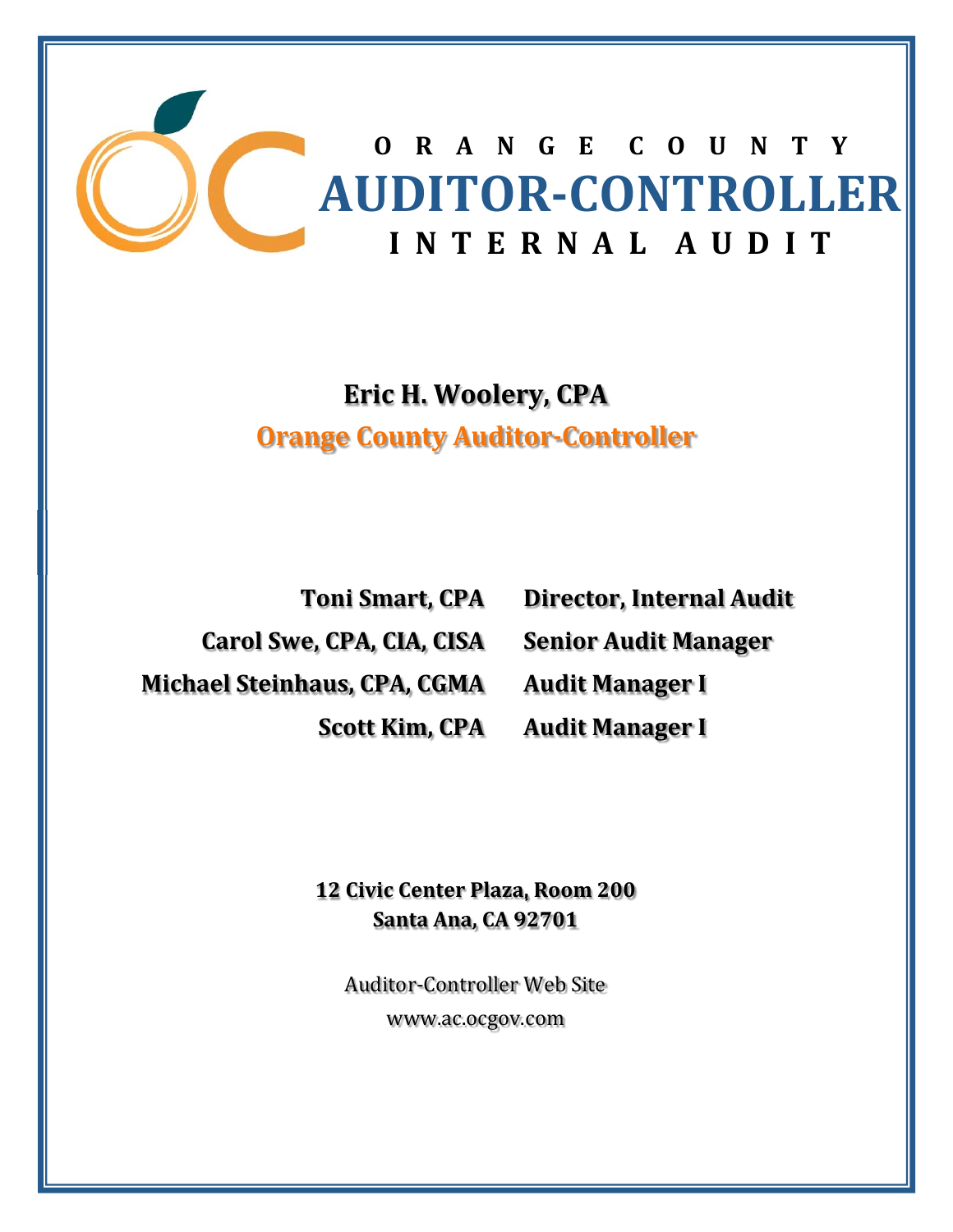# ORANGE COUNTY
# AUDITOR-CONTROLLER
# INTERNAL AUDIT

**Eric H. Woolery, CPA**

**Orange County Auditor-Controller**

| | |
|---|---|
| **Toni Smart, CPA** | **Director, Internal Audit** |
| **Carol Swe, CPA, CIA, CISA** | **Senior Audit Manager** |
| **Michael Steinhaus, CPA, CGMA** | **Audit Manager I** |
| **Scott Kim, CPA** | **Audit Manager I** |

**12 Civic Center Plaza, Room 200**
**Santa Ana, CA 92701**

Auditor-Controller Web Site
www.ac.ocgov.com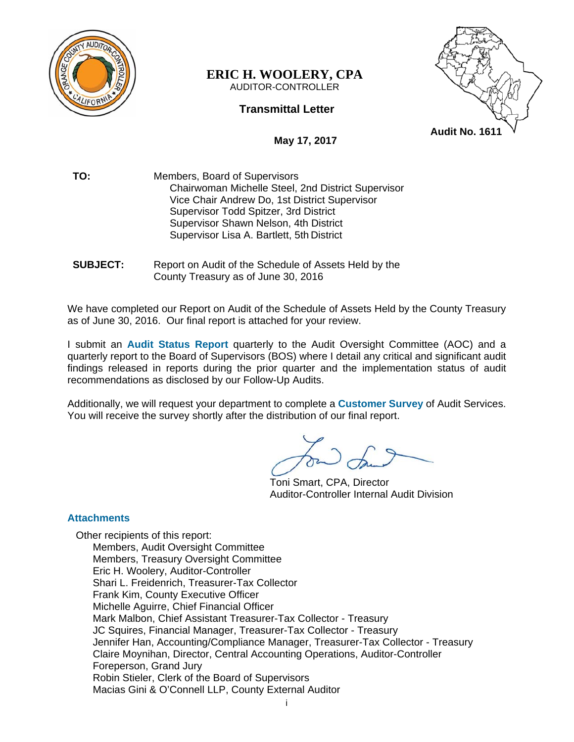**ERIC H. WOOLERY, CPA**
AUDITOR-CONTROLLER

**Transmittal Letter**

**Audit No. 1611**

**May 17, 2017**

**TO:** Members, Board of Supervisors
Chairwoman Michelle Steel, 2nd District Supervisor
Vice Chair Andrew Do, 1st District Supervisor
Supervisor Todd Spitzer, 3rd District
Supervisor Shawn Nelson, 4th District
Supervisor Lisa A. Bartlett, 5th District

**SUBJECT:** Report on Audit of the Schedule of Assets Held by the County Treasury as of June 30, 2016

We have completed our Report on Audit of the Schedule of Assets Held by the County Treasury as of June 30, 2016. Our final report is attached for your review.

I submit an **Audit Status Report** quarterly to the Audit Oversight Committee (AOC) and a quarterly report to the Board of Supervisors (BOS) where I detail any critical and significant audit findings released in reports during the prior quarter and the implementation status of audit recommendations as disclosed by our Follow-Up Audits.

Additionally, we will request your department to complete a **Customer Survey** of Audit Services. You will receive the survey shortly after the distribution of our final report.

Toni Smart, CPA, Director
Auditor-Controller Internal Audit Division

**Attachments**

Other recipients of this report:
- Members, Audit Oversight Committee
- Members, Treasury Oversight Committee
- Eric H. Woolery, Auditor-Controller
- Shari L. Freidenrich, Treasurer-Tax Collector
- Frank Kim, County Executive Officer
- Michelle Aguirre, Chief Financial Officer
- Mark Malbon, Chief Assistant Treasurer-Tax Collector - Treasury
- JC Squires, Financial Manager, Treasurer-Tax Collector - Treasury
- Jennifer Han, Accounting/Compliance Manager, Treasurer-Tax Collector - Treasury
- Claire Moynihan, Director, Central Accounting Operations, Auditor-Controller
- Foreperson, Grand Jury
- Robin Stieler, Clerk of the Board of Supervisors
- Macias Gini & O'Connell LLP, County External Auditor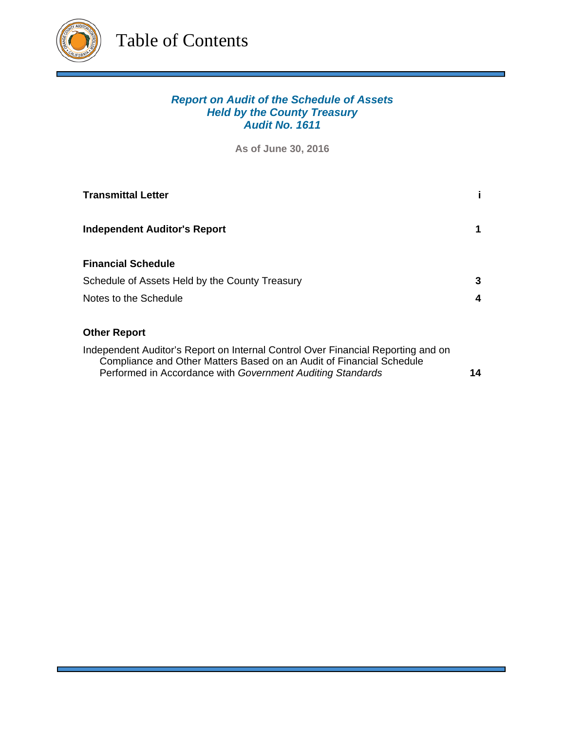# Table of Contents

***Report on Audit of the Schedule of Assets Held by the County Treasury***
***Audit No. 1611***

**As of June 30, 2016**

| | |
|---|---|
| **Transmittal Letter** | **i** |
| **Independent Auditor's Report** | **1** |
| **Financial Schedule** | |
| Schedule of Assets Held by the County Treasury | **3** |
| Notes to the Schedule | **4** |
| **Other Report** | |
| Independent Auditor's Report on Internal Control Over Financial Reporting and on Compliance and Other Matters Based on an Audit of Financial Schedule Performed in Accordance with *Government Auditing Standards* | **14** |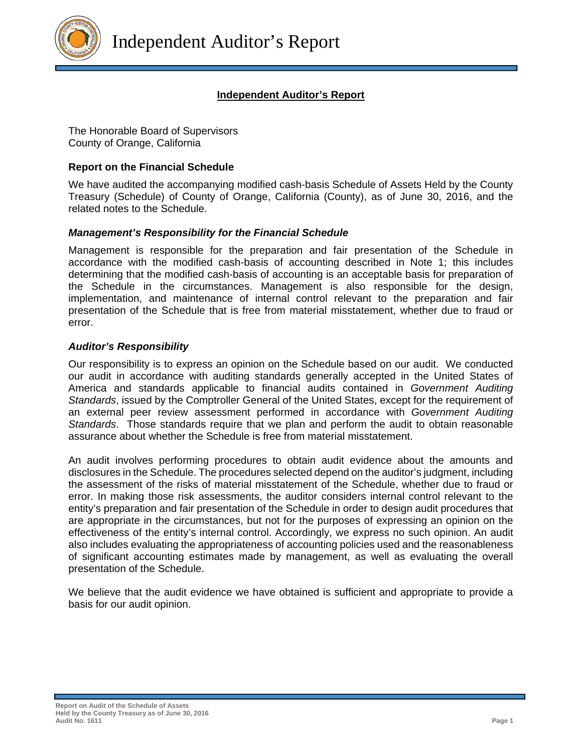# Independent Auditor's Report

## Independent Auditor's Report

The Honorable Board of Supervisors
County of Orange, California

### Report on the Financial Schedule

We have audited the accompanying modified cash-basis Schedule of Assets Held by the County Treasury (Schedule) of County of Orange, California (County), as of June 30, 2016, and the related notes to the Schedule.

### *Management's Responsibility for the Financial Schedule*

Management is responsible for the preparation and fair presentation of the Schedule in accordance with the modified cash-basis of accounting described in Note 1; this includes determining that the modified cash-basis of accounting is an acceptable basis for preparation of the Schedule in the circumstances. Management is also responsible for the design, implementation, and maintenance of internal control relevant to the preparation and fair presentation of the Schedule that is free from material misstatement, whether due to fraud or error.

### *Auditor's Responsibility*

Our responsibility is to express an opinion on the Schedule based on our audit. We conducted our audit in accordance with auditing standards generally accepted in the United States of America and standards applicable to financial audits contained in *Government Auditing Standards*, issued by the Comptroller General of the United States, except for the requirement of an external peer review assessment performed in accordance with *Government Auditing Standards*. Those standards require that we plan and perform the audit to obtain reasonable assurance about whether the Schedule is free from material misstatement.

An audit involves performing procedures to obtain audit evidence about the amounts and disclosures in the Schedule. The procedures selected depend on the auditor's judgment, including the assessment of the risks of material misstatement of the Schedule, whether due to fraud or error. In making those risk assessments, the auditor considers internal control relevant to the entity's preparation and fair presentation of the Schedule in order to design audit procedures that are appropriate in the circumstances, but not for the purposes of expressing an opinion on the effectiveness of the entity's internal control. Accordingly, we express no such opinion. An audit also includes evaluating the appropriateness of accounting policies used and the reasonableness of significant accounting estimates made by management, as well as evaluating the overall presentation of the Schedule.

We believe that the audit evidence we have obtained is sufficient and appropriate to provide a basis for our audit opinion.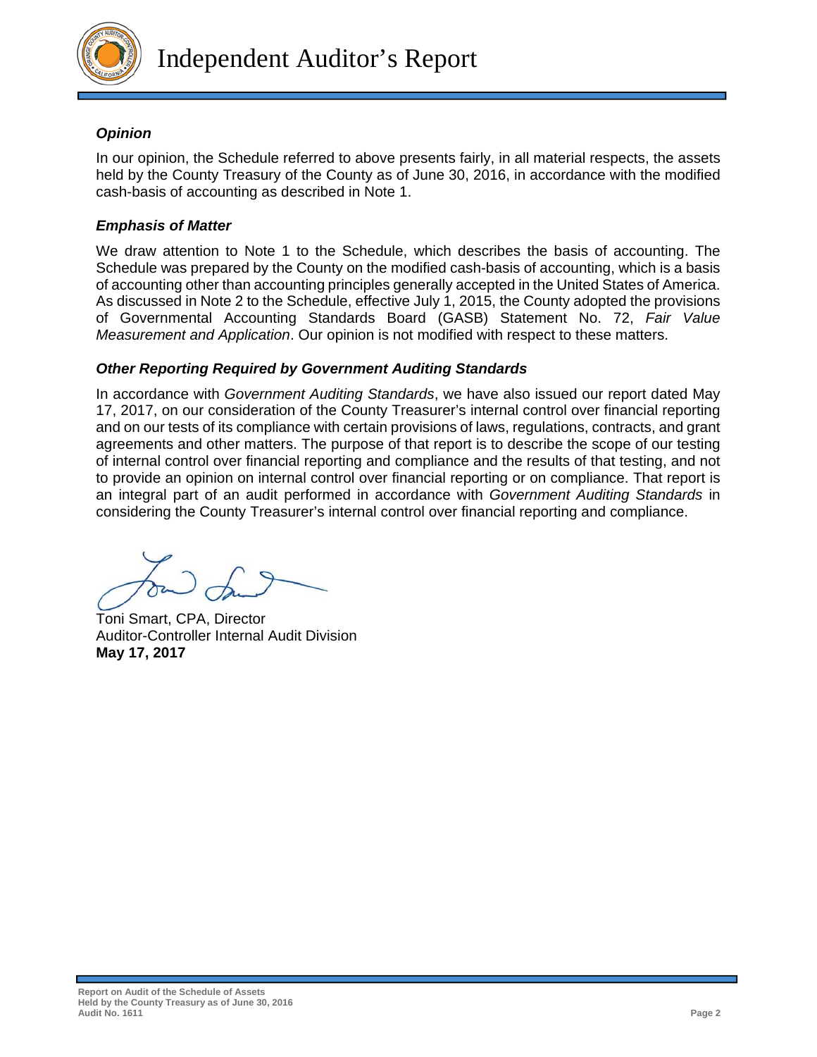# Independent Auditor's Report

### *Opinion*

In our opinion, the Schedule referred to above presents fairly, in all material respects, the assets held by the County Treasury of the County as of June 30, 2016, in accordance with the modified cash-basis of accounting as described in Note 1.

### *Emphasis of Matter*

We draw attention to Note 1 to the Schedule, which describes the basis of accounting. The Schedule was prepared by the County on the modified cash-basis of accounting, which is a basis of accounting other than accounting principles generally accepted in the United States of America. As discussed in Note 2 to the Schedule, effective July 1, 2015, the County adopted the provisions of Governmental Accounting Standards Board (GASB) Statement No. 72, *Fair Value Measurement and Application*. Our opinion is not modified with respect to these matters.

### *Other Reporting Required by Government Auditing Standards*

In accordance with *Government Auditing Standards*, we have also issued our report dated May 17, 2017, on our consideration of the County Treasurer's internal control over financial reporting and on our tests of its compliance with certain provisions of laws, regulations, contracts, and grant agreements and other matters. The purpose of that report is to describe the scope of our testing of internal control over financial reporting and compliance and the results of that testing, and not to provide an opinion on internal control over financial reporting or on compliance. That report is an integral part of an audit performed in accordance with *Government Auditing Standards* in considering the County Treasurer's internal control over financial reporting and compliance.

Toni Smart, CPA, Director
Auditor-Controller Internal Audit Division
**May 17, 2017**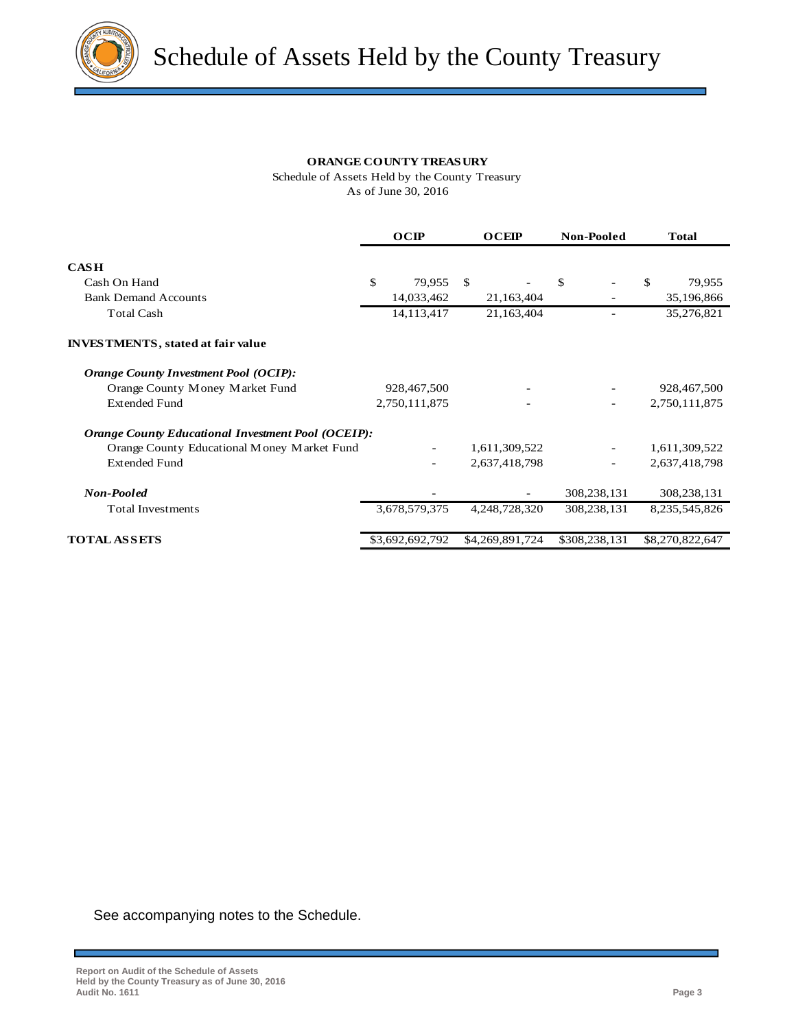# Schedule of Assets Held by the County Treasury

**ORANGE COUNTY TREASURY**
Schedule of Assets Held by the County Treasury
As of June 30, 2016

| | OCIP | OCEIP | Non-Pooled | Total |
|---|---|---|---|---|
| **CASH** | | | | |
| Cash On Hand | $ 79,955 | $ - | $ - | $ 79,955 |
| Bank Demand Accounts | 14,033,462 | 21,163,404 | - | 35,196,866 |
| Total Cash | 14,113,417 | 21,163,404 | - | 35,276,821 |
| **INVESTMENTS, stated at fair value** | | | | |
| ***Orange County Investment Pool (OCIP):*** | | | | |
| Orange County Money Market Fund | 928,467,500 | - | - | 928,467,500 |
| Extended Fund | 2,750,111,875 | - | - | 2,750,111,875 |
| ***Orange County Educational Investment Pool (OCEIP):*** | | | | |
| Orange County Educational Money Market Fund | - | 1,611,309,522 | - | 1,611,309,522 |
| Extended Fund | - | 2,637,418,798 | - | 2,637,418,798 |
| ***Non-Pooled*** | - | - | 308,238,131 | 308,238,131 |
| Total Investments | 3,678,579,375 | 4,248,728,320 | 308,238,131 | 8,235,545,826 |
| **TOTAL ASSETS** | $3,692,692,792 | $4,269,891,724 | $308,238,131 | $8,270,822,647 |

See accompanying notes to the Schedule.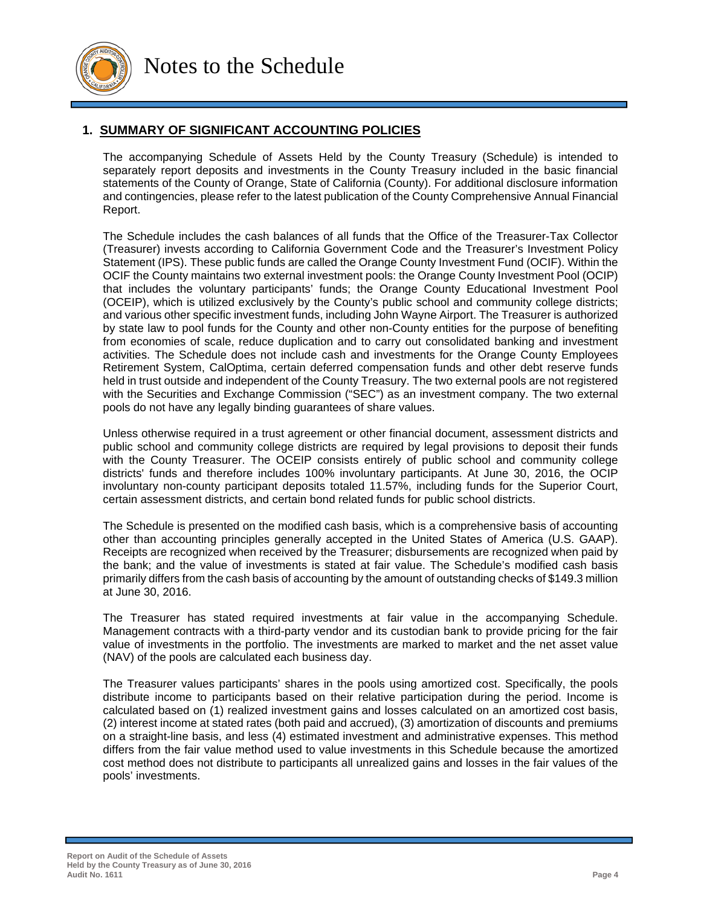# Notes to the Schedule

## 1. SUMMARY OF SIGNIFICANT ACCOUNTING POLICIES

The accompanying Schedule of Assets Held by the County Treasury (Schedule) is intended to separately report deposits and investments in the County Treasury included in the basic financial statements of the County of Orange, State of California (County). For additional disclosure information and contingencies, please refer to the latest publication of the County Comprehensive Annual Financial Report.

The Schedule includes the cash balances of all funds that the Office of the Treasurer-Tax Collector (Treasurer) invests according to California Government Code and the Treasurer's Investment Policy Statement (IPS). These public funds are called the Orange County Investment Fund (OCIF). Within the OCIF the County maintains two external investment pools: the Orange County Investment Pool (OCIP) that includes the voluntary participants' funds; the Orange County Educational Investment Pool (OCEIP), which is utilized exclusively by the County's public school and community college districts; and various other specific investment funds, including John Wayne Airport. The Treasurer is authorized by state law to pool funds for the County and other non-County entities for the purpose of benefiting from economies of scale, reduce duplication and to carry out consolidated banking and investment activities. The Schedule does not include cash and investments for the Orange County Employees Retirement System, CalOptima, certain deferred compensation funds and other debt reserve funds held in trust outside and independent of the County Treasury. The two external pools are not registered with the Securities and Exchange Commission ("SEC") as an investment company. The two external pools do not have any legally binding guarantees of share values.

Unless otherwise required in a trust agreement or other financial document, assessment districts and public school and community college districts are required by legal provisions to deposit their funds with the County Treasurer. The OCEIP consists entirely of public school and community college districts' funds and therefore includes 100% involuntary participants. At June 30, 2016, the OCIP involuntary non-county participant deposits totaled 11.57%, including funds for the Superior Court, certain assessment districts, and certain bond related funds for public school districts.

The Schedule is presented on the modified cash basis, which is a comprehensive basis of accounting other than accounting principles generally accepted in the United States of America (U.S. GAAP). Receipts are recognized when received by the Treasurer; disbursements are recognized when paid by the bank; and the value of investments is stated at fair value. The Schedule's modified cash basis primarily differs from the cash basis of accounting by the amount of outstanding checks of $149.3 million at June 30, 2016.

The Treasurer has stated required investments at fair value in the accompanying Schedule. Management contracts with a third-party vendor and its custodian bank to provide pricing for the fair value of investments in the portfolio. The investments are marked to market and the net asset value (NAV) of the pools are calculated each business day.

The Treasurer values participants' shares in the pools using amortized cost. Specifically, the pools distribute income to participants based on their relative participation during the period. Income is calculated based on (1) realized investment gains and losses calculated on an amortized cost basis, (2) interest income at stated rates (both paid and accrued), (3) amortization of discounts and premiums on a straight-line basis, and less (4) estimated investment and administrative expenses. This method differs from the fair value method used to value investments in this Schedule because the amortized cost method does not distribute to participants all unrealized gains and losses in the fair values of the pools' investments.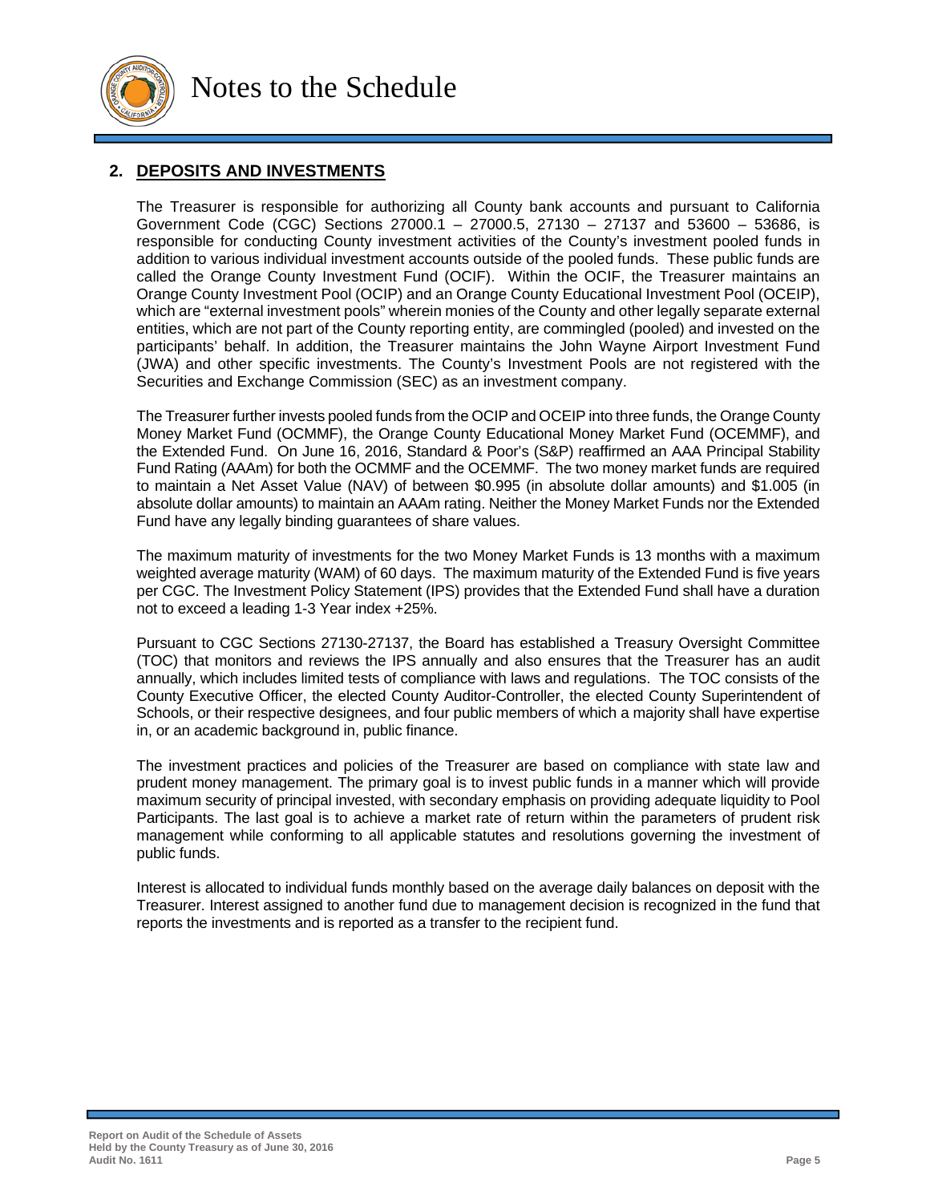# Notes to the Schedule

## 2. DEPOSITS AND INVESTMENTS

The Treasurer is responsible for authorizing all County bank accounts and pursuant to California Government Code (CGC) Sections 27000.1 – 27000.5, 27130 – 27137 and 53600 – 53686, is responsible for conducting County investment activities of the County's investment pooled funds in addition to various individual investment accounts outside of the pooled funds. These public funds are called the Orange County Investment Fund (OCIF). Within the OCIF, the Treasurer maintains an Orange County Investment Pool (OCIP) and an Orange County Educational Investment Pool (OCEIP), which are "external investment pools" wherein monies of the County and other legally separate external entities, which are not part of the County reporting entity, are commingled (pooled) and invested on the participants' behalf. In addition, the Treasurer maintains the John Wayne Airport Investment Fund (JWA) and other specific investments. The County's Investment Pools are not registered with the Securities and Exchange Commission (SEC) as an investment company.

The Treasurer further invests pooled funds from the OCIP and OCEIP into three funds, the Orange County Money Market Fund (OCMMF), the Orange County Educational Money Market Fund (OCEMMF), and the Extended Fund. On June 16, 2016, Standard & Poor's (S&P) reaffirmed an AAA Principal Stability Fund Rating (AAAm) for both the OCMMF and the OCEMMF. The two money market funds are required to maintain a Net Asset Value (NAV) of between \$0.995 (in absolute dollar amounts) and \$1.005 (in absolute dollar amounts) to maintain an AAAm rating. Neither the Money Market Funds nor the Extended Fund have any legally binding guarantees of share values.

The maximum maturity of investments for the two Money Market Funds is 13 months with a maximum weighted average maturity (WAM) of 60 days. The maximum maturity of the Extended Fund is five years per CGC. The Investment Policy Statement (IPS) provides that the Extended Fund shall have a duration not to exceed a leading 1-3 Year index +25%.

Pursuant to CGC Sections 27130-27137, the Board has established a Treasury Oversight Committee (TOC) that monitors and reviews the IPS annually and also ensures that the Treasurer has an audit annually, which includes limited tests of compliance with laws and regulations. The TOC consists of the County Executive Officer, the elected County Auditor-Controller, the elected County Superintendent of Schools, or their respective designees, and four public members of which a majority shall have expertise in, or an academic background in, public finance.

The investment practices and policies of the Treasurer are based on compliance with state law and prudent money management. The primary goal is to invest public funds in a manner which will provide maximum security of principal invested, with secondary emphasis on providing adequate liquidity to Pool Participants. The last goal is to achieve a market rate of return within the parameters of prudent risk management while conforming to all applicable statutes and resolutions governing the investment of public funds.

Interest is allocated to individual funds monthly based on the average daily balances on deposit with the Treasurer. Interest assigned to another fund due to management decision is recognized in the fund that reports the investments and is reported as a transfer to the recipient fund.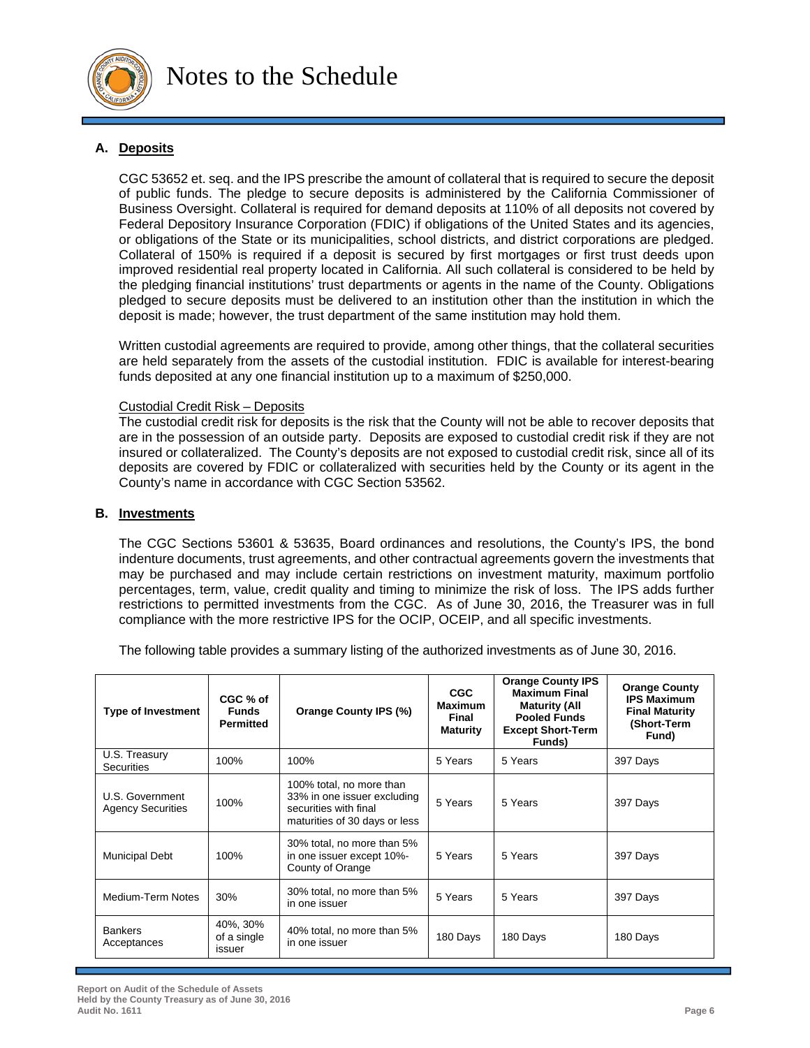# Notes to the Schedule

## A. Deposits

CGC 53652 et. seq. and the IPS prescribe the amount of collateral that is required to secure the deposit of public funds. The pledge to secure deposits is administered by the California Commissioner of Business Oversight. Collateral is required for demand deposits at 110% of all deposits not covered by Federal Depository Insurance Corporation (FDIC) if obligations of the United States and its agencies, or obligations of the State or its municipalities, school districts, and district corporations are pledged. Collateral of 150% is required if a deposit is secured by first mortgages or first trust deeds upon improved residential real property located in California. All such collateral is considered to be held by the pledging financial institutions' trust departments or agents in the name of the County. Obligations pledged to secure deposits must be delivered to an institution other than the institution in which the deposit is made; however, the trust department of the same institution may hold them.

Written custodial agreements are required to provide, among other things, that the collateral securities are held separately from the assets of the custodial institution. FDIC is available for interest-bearing funds deposited at any one financial institution up to a maximum of $250,000.

Custodial Credit Risk – Deposits

The custodial credit risk for deposits is the risk that the County will not be able to recover deposits that are in the possession of an outside party. Deposits are exposed to custodial credit risk if they are not insured or collateralized. The County's deposits are not exposed to custodial credit risk, since all of its deposits are covered by FDIC or collateralized with securities held by the County or its agent in the County's name in accordance with CGC Section 53562.

## B. Investments

The CGC Sections 53601 & 53635, Board ordinances and resolutions, the County's IPS, the bond indenture documents, trust agreements, and other contractual agreements govern the investments that may be purchased and may include certain restrictions on investment maturity, maximum portfolio percentages, term, value, credit quality and timing to minimize the risk of loss. The IPS adds further restrictions to permitted investments from the CGC. As of June 30, 2016, the Treasurer was in full compliance with the more restrictive IPS for the OCIP, OCEIP, and all specific investments.

The following table provides a summary listing of the authorized investments as of June 30, 2016.

| Type of Investment | CGC % of Funds Permitted | Orange County IPS (%) | CGC Maximum Final Maturity | Orange County IPS Maximum Final Maturity (All Pooled Funds Except Short-Term Funds) | Orange County IPS Maximum Final Maturity (Short-Term Fund) |
|---|---|---|---|---|---|
| U.S. Treasury Securities | 100% | 100% | 5 Years | 5 Years | 397 Days |
| U.S. Government Agency Securities | 100% | 100% total, no more than 33% in one issuer excluding securities with final maturities of 30 days or less | 5 Years | 5 Years | 397 Days |
| Municipal Debt | 100% | 30% total, no more than 5% in one issuer except 10%- County of Orange | 5 Years | 5 Years | 397 Days |
| Medium-Term Notes | 30% | 30% total, no more than 5% in one issuer | 5 Years | 5 Years | 397 Days |
| Bankers Acceptances | 40%, 30% of a single issuer | 40% total, no more than 5% in one issuer | 180 Days | 180 Days | 180 Days |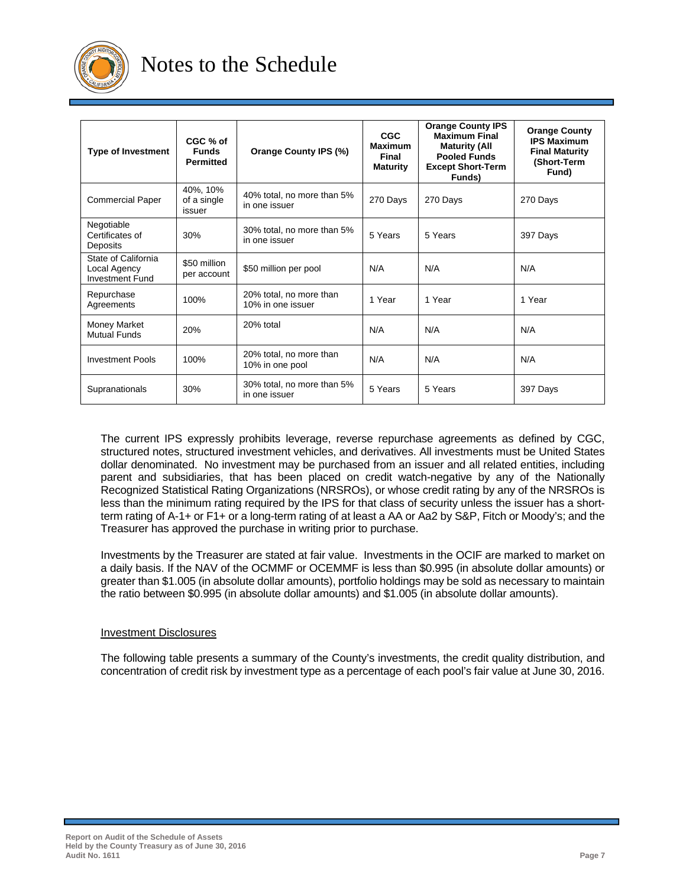# Notes to the Schedule

| Type of Investment | CGC % of Funds Permitted | Orange County IPS (%) | CGC Maximum Final Maturity | Orange County IPS Maximum Final Maturity (All Pooled Funds Except Short-Term Funds) | Orange County IPS Maximum Final Maturity (Short-Term Fund) |
|---|---|---|---|---|---|
| Commercial Paper | 40%, 10% of a single issuer | 40% total, no more than 5% in one issuer | 270 Days | 270 Days | 270 Days |
| Negotiable Certificates of Deposits | 30% | 30% total, no more than 5% in one issuer | 5 Years | 5 Years | 397 Days |
| State of California Local Agency Investment Fund | $50 million per account | $50 million per pool | N/A | N/A | N/A |
| Repurchase Agreements | 100% | 20% total, no more than 10% in one issuer | 1 Year | 1 Year | 1 Year |
| Money Market Mutual Funds | 20% | 20% total | N/A | N/A | N/A |
| Investment Pools | 100% | 20% total, no more than 10% in one pool | N/A | N/A | N/A |
| Supranationals | 30% | 30% total, no more than 5% in one issuer | 5 Years | 5 Years | 397 Days |

The current IPS expressly prohibits leverage, reverse repurchase agreements as defined by CGC, structured notes, structured investment vehicles, and derivatives. All investments must be United States dollar denominated. No investment may be purchased from an issuer and all related entities, including parent and subsidiaries, that has been placed on credit watch-negative by any of the Nationally Recognized Statistical Rating Organizations (NRSROs), or whose credit rating by any of the NRSROs is less than the minimum rating required by the IPS for that class of security unless the issuer has a short-term rating of A-1+ or F1+ or a long-term rating of at least a AA or Aa2 by S&P, Fitch or Moody's; and the Treasurer has approved the purchase in writing prior to purchase.

Investments by the Treasurer are stated at fair value. Investments in the OCIF are marked to market on a daily basis. If the NAV of the OCMMF or OCEMMF is less than $0.995 (in absolute dollar amounts) or greater than $1.005 (in absolute dollar amounts), portfolio holdings may be sold as necessary to maintain the ratio between $0.995 (in absolute dollar amounts) and $1.005 (in absolute dollar amounts).

## Investment Disclosures

The following table presents a summary of the County's investments, the credit quality distribution, and concentration of credit risk by investment type as a percentage of each pool's fair value at June 30, 2016.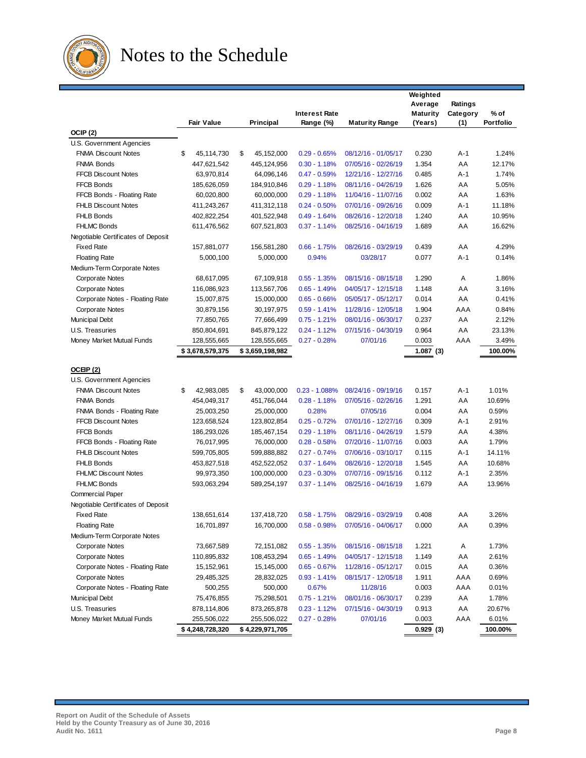# Notes to the Schedule

| | Fair Value | Principal | Interest Rate Range (%) | Maturity Range | Weighted Average Maturity (Years) | Ratings Category (1) | % of Portfolio |
|---|---|---|---|---|---|---|---|
| **OCIP (2)** | | | | | | | |
| U.S. Government Agencies | | | | | | | |
| FNMA Discount Notes | $ 45,114,730 | $ 45,152,000 | 0.29 - 0.65% | 08/12/16 - 01/05/17 | 0.230 | A-1 | 1.24% |
| FNMA Bonds | 447,621,542 | 445,124,956 | 0.30 - 1.18% | 07/05/16 - 02/26/19 | 1.354 | AA | 12.17% |
| FFCB Discount Notes | 63,970,814 | 64,096,146 | 0.47 - 0.59% | 12/21/16 - 12/27/16 | 0.485 | A-1 | 1.74% |
| FFCB Bonds | 185,626,059 | 184,910,846 | 0.29 - 1.18% | 08/11/16 - 04/26/19 | 1.626 | AA | 5.05% |
| FFCB Bonds - Floating Rate | 60,020,800 | 60,000,000 | 0.29 - 1.18% | 11/04/16 - 11/07/16 | 0.002 | AA | 1.63% |
| FHLB Discount Notes | 411,243,267 | 411,312,118 | 0.24 - 0.50% | 07/01/16 - 09/26/16 | 0.009 | A-1 | 11.18% |
| FHLB Bonds | 402,822,254 | 401,522,948 | 0.49 - 1.64% | 08/26/16 - 12/20/18 | 1.240 | AA | 10.95% |
| FHLMC Bonds | 611,476,562 | 607,521,803 | 0.37 - 1.14% | 08/25/16 - 04/16/19 | 1.689 | AA | 16.62% |
| Negotiable Certificates of Deposit | | | | | | | |
| Fixed Rate | 157,881,077 | 156,581,280 | 0.66 - 1.75% | 08/26/16 - 03/29/19 | 0.439 | AA | 4.29% |
| Floating Rate | 5,000,100 | 5,000,000 | 0.94% | 03/28/17 | 0.077 | A-1 | 0.14% |
| Medium-Term Corporate Notes | | | | | | | |
| Corporate Notes | 68,617,095 | 67,109,918 | 0.55 - 1.35% | 08/15/16 - 08/15/18 | 1.290 | A | 1.86% |
| Corporate Notes | 116,086,923 | 113,567,706 | 0.65 - 1.49% | 04/05/17 - 12/15/18 | 1.148 | AA | 3.16% |
| Corporate Notes - Floating Rate | 15,007,875 | 15,000,000 | 0.65 - 0.66% | 05/05/17 - 05/12/17 | 0.014 | AA | 0.41% |
| Corporate Notes | 30,879,156 | 30,197,975 | 0.59 - 1.41% | 11/28/16 - 12/05/18 | 1.904 | AAA | 0.84% |
| Municipal Debt | 77,850,765 | 77,666,499 | 0.75 - 1.21% | 08/01/16 - 06/30/17 | 0.237 | AA | 2.12% |
| U.S. Treasuries | 850,804,691 | 845,879,122 | 0.24 - 1.12% | 07/15/16 - 04/30/19 | 0.964 | AA | 23.13% |
| Money Market Mutual Funds | 128,555,665 | 128,555,665 | 0.27 - 0.28% | 07/01/16 | 0.003 | AAA | 3.49% |
| | **$ 3,678,579,375** | **$ 3,659,198,982** | | | **1.087 (3)** | | **100.00%** |
| **OCEIP (2)** | | | | | | | |
| U.S. Government Agencies | | | | | | | |
| FNMA Discount Notes | $ 42,983,085 | $ 43,000,000 | 0.23 - 1.088% | 08/24/16 - 09/19/16 | 0.157 | A-1 | 1.01% |
| FNMA Bonds | 454,049,317 | 451,766,044 | 0.28 - 1.18% | 07/05/16 - 02/26/16 | 1.291 | AA | 10.69% |
| FNMA Bonds - Floating Rate | 25,003,250 | 25,000,000 | 0.28% | 07/05/16 | 0.004 | AA | 0.59% |
| FFCB Discount Notes | 123,658,524 | 123,802,854 | 0.25 - 0.72% | 07/01/16 - 12/27/16 | 0.309 | A-1 | 2.91% |
| FFCB Bonds | 186,293,026 | 185,467,154 | 0.29 - 1.18% | 08/11/16 - 04/26/19 | 1.579 | AA | 4.38% |
| FFCB Bonds - Floating Rate | 76,017,995 | 76,000,000 | 0.28 - 0.58% | 07/20/16 - 11/07/16 | 0.003 | AA | 1.79% |
| FHLB Discount Notes | 599,705,805 | 599,888,882 | 0.27 - 0.74% | 07/06/16 - 03/10/17 | 0.115 | A-1 | 14.11% |
| FHLB Bonds | 453,827,518 | 452,522,052 | 0.37 - 1.64% | 08/26/16 - 12/20/18 | 1.545 | AA | 10.68% |
| FHLMC Discount Notes | 99,973,350 | 100,000,000 | 0.23 - 0.30% | 07/07/16 - 09/15/16 | 0.112 | A-1 | 2.35% |
| FHLMC Bonds | 593,063,294 | 589,254,197 | 0.37 - 1.14% | 08/25/16 - 04/16/19 | 1.679 | AA | 13.96% |
| Commercial Paper | | | | | | | |
| Negotiable Certificates of Deposit | | | | | | | |
| Fixed Rate | 138,651,614 | 137,418,720 | 0.58 - 1.75% | 08/29/16 - 03/29/19 | 0.408 | AA | 3.26% |
| Floating Rate | 16,701,897 | 16,700,000 | 0.58 - 0.98% | 07/05/16 - 04/06/17 | 0.000 | AA | 0.39% |
| Medium-Term Corporate Notes | | | | | | | |
| Corporate Notes | 73,667,589 | 72,151,082 | 0.55 - 1.35% | 08/15/16 - 08/15/18 | 1.221 | A | 1.73% |
| Corporate Notes | 110,895,832 | 108,453,294 | 0.65 - 1.49% | 04/05/17 - 12/15/18 | 1.149 | AA | 2.61% |
| Corporate Notes - Floating Rate | 15,152,961 | 15,145,000 | 0.65 - 0.67% | 11/28/16 - 05/12/17 | 0.015 | AA | 0.36% |
| Corporate Notes | 29,485,325 | 28,832,025 | 0.93 - 1.41% | 08/15/17 - 12/05/18 | 1.911 | AAA | 0.69% |
| Corporate Notes - Floating Rate | 500,255 | 500,000 | 0.67% | 11/28/16 | 0.003 | AAA | 0.01% |
| Municipal Debt | 75,476,855 | 75,298,501 | 0.75 - 1.21% | 08/01/16 - 06/30/17 | 0.239 | AA | 1.78% |
| U.S. Treasuries | 878,114,806 | 873,265,878 | 0.23 - 1.12% | 07/15/16 - 04/30/19 | 0.913 | AA | 20.67% |
| Money Market Mutual Funds | 255,506,022 | 255,506,022 | 0.27 - 0.28% | 07/01/16 | 0.003 | AAA | 6.01% |
| | **$ 4,248,728,320** | **$ 4,229,971,705** | | | **0.929 (3)** | | **100.00%** |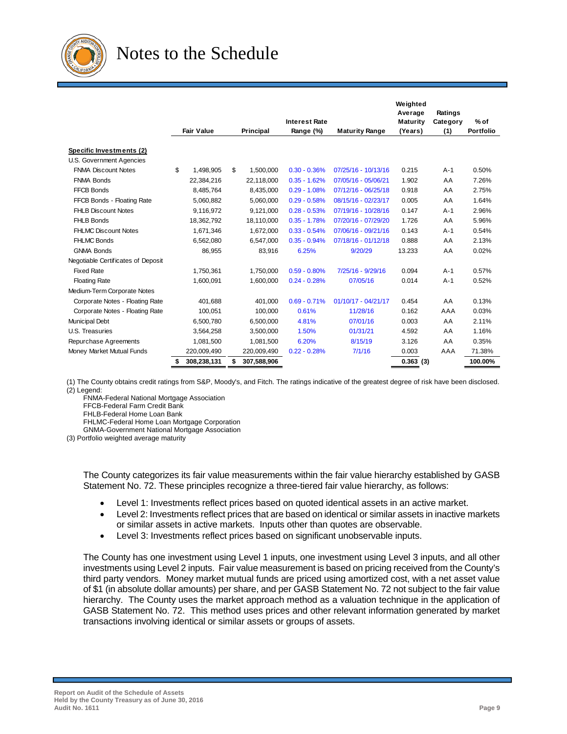# Notes to the Schedule

| | Fair Value | Principal | Interest Rate Range (%) | Maturity Range | Weighted Average Maturity (Years) | Ratings Category (1) | % of Portfolio |
|---|---|---|---|---|---|---|---|
| **Specific Investments (2)** | | | | | | | |
| U.S. Government Agencies | | | | | | | |
| FNMA Discount Notes | $ 1,498,905 | $ 1,500,000 | 0.30 - 0.36% | 07/25/16 - 10/13/16 | 0.215 | A-1 | 0.50% |
| FNMA Bonds | 22,384,216 | 22,118,000 | 0.35 - 1.62% | 07/05/16 - 05/06/21 | 1.902 | AA | 7.26% |
| FFCB Bonds | 8,485,764 | 8,435,000 | 0.29 - 1.08% | 07/12/16 - 06/25/18 | 0.918 | AA | 2.75% |
| FFCB Bonds - Floating Rate | 5,060,882 | 5,060,000 | 0.29 - 0.58% | 08/15/16 - 02/23/17 | 0.005 | AA | 1.64% |
| FHLB Discount Notes | 9,116,972 | 9,121,000 | 0.28 - 0.53% | 07/19/16 - 10/28/16 | 0.147 | A-1 | 2.96% |
| FHLB Bonds | 18,362,792 | 18,110,000 | 0.35 - 1.78% | 07/20/16 - 07/29/20 | 1.726 | AA | 5.96% |
| FHLMC Discount Notes | 1,671,346 | 1,672,000 | 0.33 - 0.54% | 07/06/16 - 09/21/16 | 0.143 | A-1 | 0.54% |
| FHLMC Bonds | 6,562,080 | 6,547,000 | 0.35 - 0.94% | 07/18/16 - 01/12/18 | 0.888 | AA | 2.13% |
| GNMA Bonds | 86,955 | 83,916 | 6.25% | 9/20/29 | 13.233 | AA | 0.02% |
| Negotiable Certificates of Deposit | | | | | | | |
| Fixed Rate | 1,750,361 | 1,750,000 | 0.59 - 0.80% | 7/25/16 - 9/29/16 | 0.094 | A-1 | 0.57% |
| Floating Rate | 1,600,091 | 1,600,000 | 0.24 - 0.28% | 07/05/16 | 0.014 | A-1 | 0.52% |
| Medium-Term Corporate Notes | | | | | | | |
| Corporate Notes - Floating Rate | 401,688 | 401,000 | 0.69 - 0.71% | 01/10/17 - 04/21/17 | 0.454 | AA | 0.13% |
| Corporate Notes - Floating Rate | 100,051 | 100,000 | 0.61% | 11/28/16 | 0.162 | AAA | 0.03% |
| Municipal Debt | 6,500,780 | 6,500,000 | 4.81% | 07/01/16 | 0.003 | AA | 2.11% |
| U.S. Treasuries | 3,564,258 | 3,500,000 | 1.50% | 01/31/21 | 4.592 | AA | 1.16% |
| Repurchase Agreements | 1,081,500 | 1,081,500 | 6.20% | 8/15/19 | 3.126 | AA | 0.35% |
| Money Market Mutual Funds | 220,009,490 | 220,009,490 | 0.22 - 0.28% | 7/1/16 | 0.003 | AAA | 71.38% |
| | **$ 308,238,131** | **$ 307,588,906** | | | **0.363 (3)** | | **100.00%** |

(1) The County obtains credit ratings from S&P, Moody's, and Fitch. The ratings indicative of the greatest degree of risk have been disclosed.
(2) Legend:
FNMA-Federal National Mortgage Association
FFCB-Federal Farm Credit Bank
FHLB-Federal Home Loan Bank
FHLMC-Federal Home Loan Mortgage Corporation
GNMA-Government National Mortgage Association
(3) Portfolio weighted average maturity

The County categorizes its fair value measurements within the fair value hierarchy established by GASB Statement No. 72. These principles recognize a three-tiered fair value hierarchy, as follows:

- Level 1: Investments reflect prices based on quoted identical assets in an active market.
- Level 2: Investments reflect prices that are based on identical or similar assets in inactive markets or similar assets in active markets. Inputs other than quotes are observable.
- Level 3: Investments reflect prices based on significant unobservable inputs.

The County has one investment using Level 1 inputs, one investment using Level 3 inputs, and all other investments using Level 2 inputs. Fair value measurement is based on pricing received from the County's third party vendors. Money market mutual funds are priced using amortized cost, with a net asset value of $1 (in absolute dollar amounts) per share, and per GASB Statement No. 72 not subject to the fair value hierarchy. The County uses the market approach method as a valuation technique in the application of GASB Statement No. 72. This method uses prices and other relevant information generated by market transactions involving identical or similar assets or groups of assets.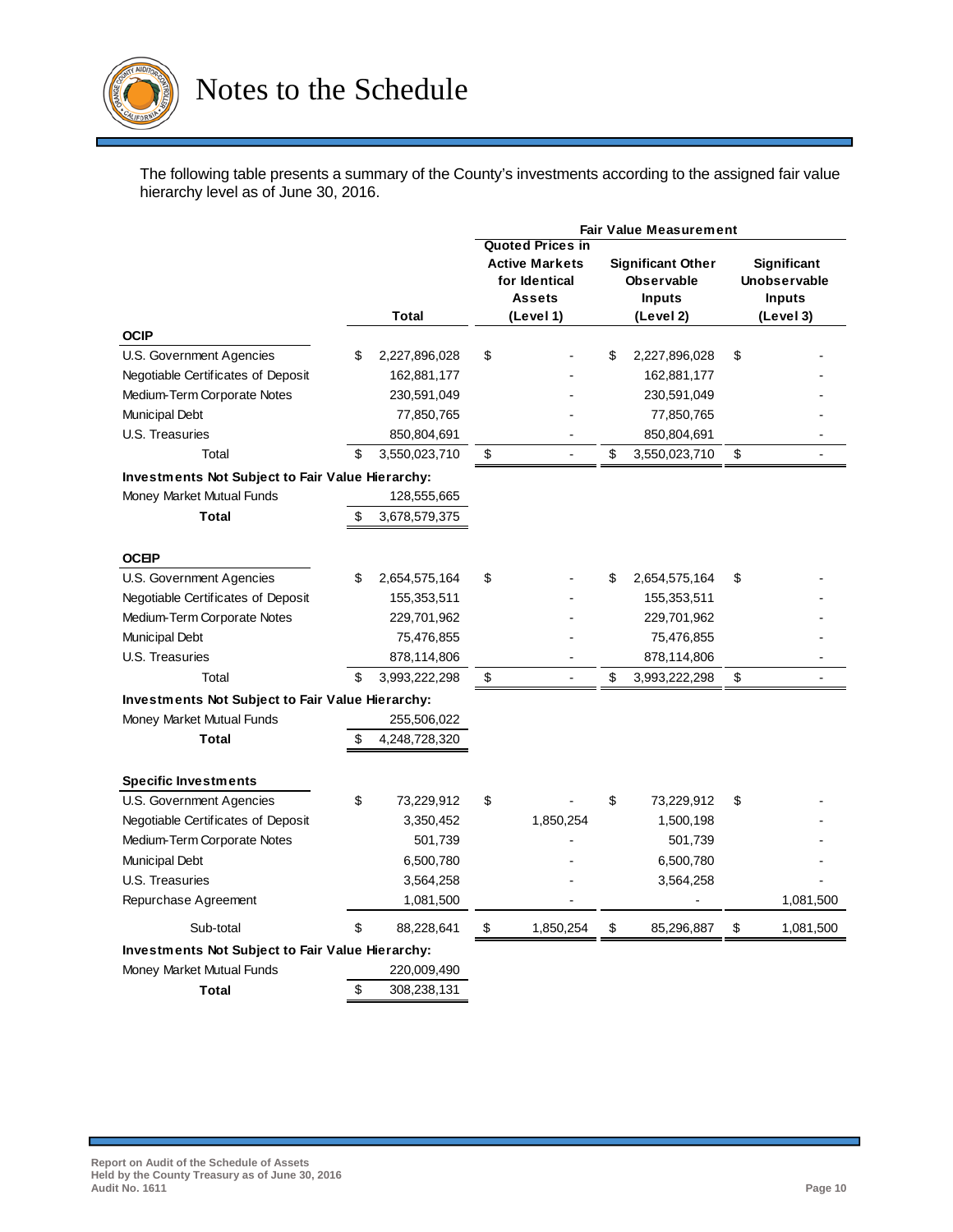# Notes to the Schedule

The following table presents a summary of the County's investments according to the assigned fair value hierarchy level as of June 30, 2016.

| | | Fair Value Measurement | | |
|---|---|---|---|---|
| | Total | Quoted Prices in Active Markets for Identical Assets (Level 1) | Significant Other Observable Inputs (Level 2) | Significant Unobservable Inputs (Level 3) |
| **OCIP** | | | | |
| U.S. Government Agencies | $ 2,227,896,028 | $ - | $ 2,227,896,028 | $ - |
| Negotiable Certificates of Deposit | 162,881,177 | - | 162,881,177 | - |
| Medium-Term Corporate Notes | 230,591,049 | - | 230,591,049 | - |
| Municipal Debt | 77,850,765 | - | 77,850,765 | - |
| U.S. Treasuries | 850,804,691 | - | 850,804,691 | - |
| Total | $ 3,550,023,710 | $ - | $ 3,550,023,710 | $ - |
| **Investments Not Subject to Fair Value Hierarchy:** | | | | |
| Money Market Mutual Funds | 128,555,665 | | | |
| **Total** | $ 3,678,579,375 | | | |
| **OCEIP** | | | | |
| U.S. Government Agencies | $ 2,654,575,164 | $ - | $ 2,654,575,164 | $ - |
| Negotiable Certificates of Deposit | 155,353,511 | - | 155,353,511 | - |
| Medium-Term Corporate Notes | 229,701,962 | - | 229,701,962 | - |
| Municipal Debt | 75,476,855 | - | 75,476,855 | - |
| U.S. Treasuries | 878,114,806 | - | 878,114,806 | - |
| Total | $ 3,993,222,298 | $ - | $ 3,993,222,298 | $ - |
| **Investments Not Subject to Fair Value Hierarchy:** | | | | |
| Money Market Mutual Funds | 255,506,022 | | | |
| **Total** | $ 4,248,728,320 | | | |
| **Specific Investments** | | | | |
| U.S. Government Agencies | $ 73,229,912 | $ - | $ 73,229,912 | $ - |
| Negotiable Certificates of Deposit | 3,350,452 | 1,850,254 | 1,500,198 | - |
| Medium-Term Corporate Notes | 501,739 | - | 501,739 | - |
| Municipal Debt | 6,500,780 | - | 6,500,780 | - |
| U.S. Treasuries | 3,564,258 | - | 3,564,258 | - |
| Repurchase Agreement | 1,081,500 | - | - | 1,081,500 |
| Sub-total | $ 88,228,641 | $ 1,850,254 | $ 85,296,887 | $ 1,081,500 |
| **Investments Not Subject to Fair Value Hierarchy:** | | | | |
| Money Market Mutual Funds | 220,009,490 | | | |
| **Total** | $ 308,238,131 | | | |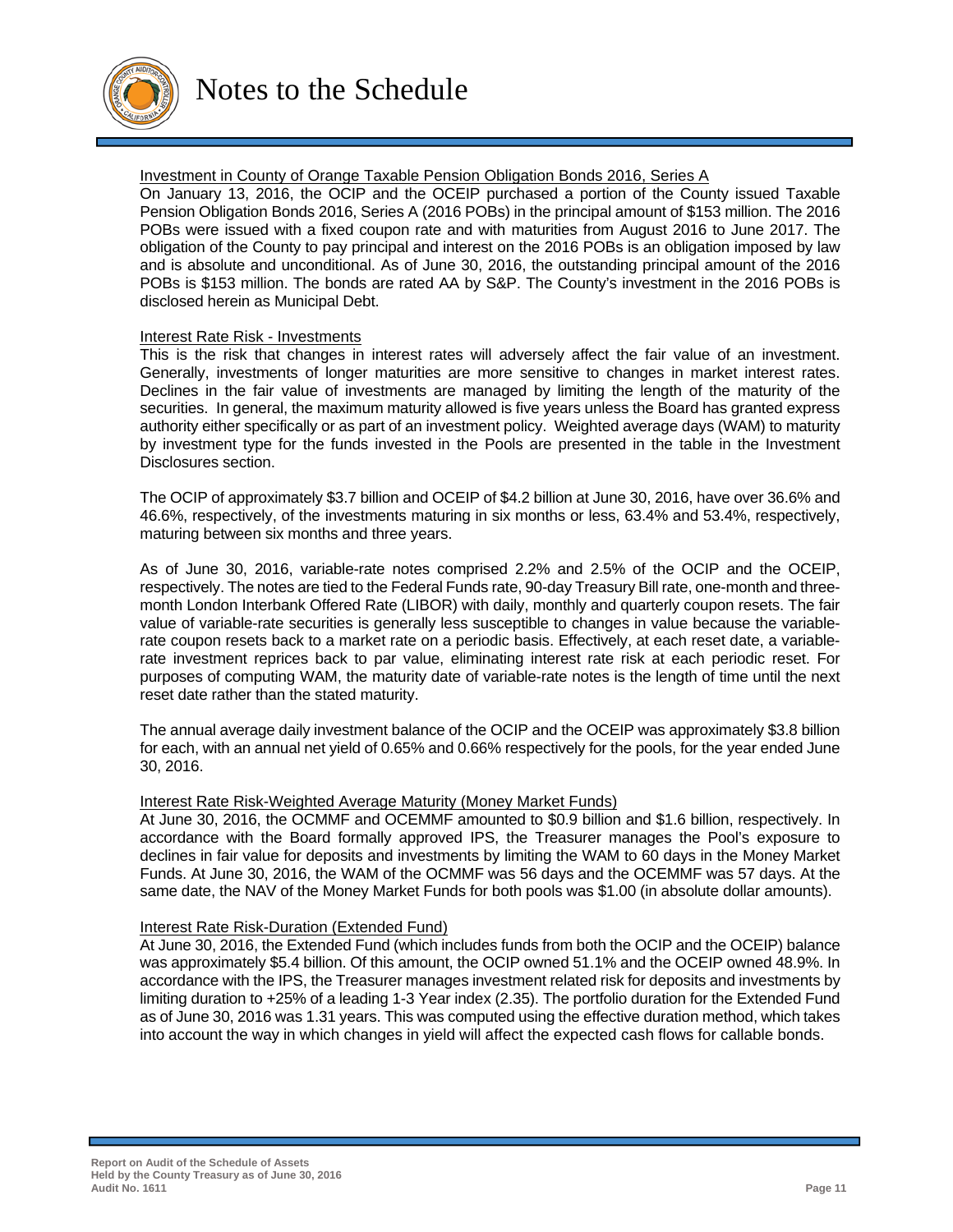# Notes to the Schedule

Investment in County of Orange Taxable Pension Obligation Bonds 2016, Series A

On January 13, 2016, the OCIP and the OCEIP purchased a portion of the County issued Taxable Pension Obligation Bonds 2016, Series A (2016 POBs) in the principal amount of $153 million. The 2016 POBs were issued with a fixed coupon rate and with maturities from August 2016 to June 2017. The obligation of the County to pay principal and interest on the 2016 POBs is an obligation imposed by law and is absolute and unconditional. As of June 30, 2016, the outstanding principal amount of the 2016 POBs is $153 million. The bonds are rated AA by S&P. The County's investment in the 2016 POBs is disclosed herein as Municipal Debt.

Interest Rate Risk - Investments

This is the risk that changes in interest rates will adversely affect the fair value of an investment. Generally, investments of longer maturities are more sensitive to changes in market interest rates. Declines in the fair value of investments are managed by limiting the length of the maturity of the securities. In general, the maximum maturity allowed is five years unless the Board has granted express authority either specifically or as part of an investment policy. Weighted average days (WAM) to maturity by investment type for the funds invested in the Pools are presented in the table in the Investment Disclosures section.

The OCIP of approximately $3.7 billion and OCEIP of $4.2 billion at June 30, 2016, have over 36.6% and 46.6%, respectively, of the investments maturing in six months or less, 63.4% and 53.4%, respectively, maturing between six months and three years.

As of June 30, 2016, variable-rate notes comprised 2.2% and 2.5% of the OCIP and the OCEIP, respectively. The notes are tied to the Federal Funds rate, 90-day Treasury Bill rate, one-month and three-month London Interbank Offered Rate (LIBOR) with daily, monthly and quarterly coupon resets. The fair value of variable-rate securities is generally less susceptible to changes in value because the variable-rate coupon resets back to a market rate on a periodic basis. Effectively, at each reset date, a variable-rate investment reprices back to par value, eliminating interest rate risk at each periodic reset. For purposes of computing WAM, the maturity date of variable-rate notes is the length of time until the next reset date rather than the stated maturity.

The annual average daily investment balance of the OCIP and the OCEIP was approximately $3.8 billion for each, with an annual net yield of 0.65% and 0.66% respectively for the pools, for the year ended June 30, 2016.

Interest Rate Risk-Weighted Average Maturity (Money Market Funds)

At June 30, 2016, the OCMMF and OCEMMF amounted to $0.9 billion and $1.6 billion, respectively. In accordance with the Board formally approved IPS, the Treasurer manages the Pool's exposure to declines in fair value for deposits and investments by limiting the WAM to 60 days in the Money Market Funds. At June 30, 2016, the WAM of the OCMMF was 56 days and the OCEMMF was 57 days. At the same date, the NAV of the Money Market Funds for both pools was $1.00 (in absolute dollar amounts).

Interest Rate Risk-Duration (Extended Fund)

At June 30, 2016, the Extended Fund (which includes funds from both the OCIP and the OCEIP) balance was approximately $5.4 billion. Of this amount, the OCIP owned 51.1% and the OCEIP owned 48.9%. In accordance with the IPS, the Treasurer manages investment related risk for deposits and investments by limiting duration to +25% of a leading 1-3 Year index (2.35). The portfolio duration for the Extended Fund as of June 30, 2016 was 1.31 years. This was computed using the effective duration method, which takes into account the way in which changes in yield will affect the expected cash flows for callable bonds.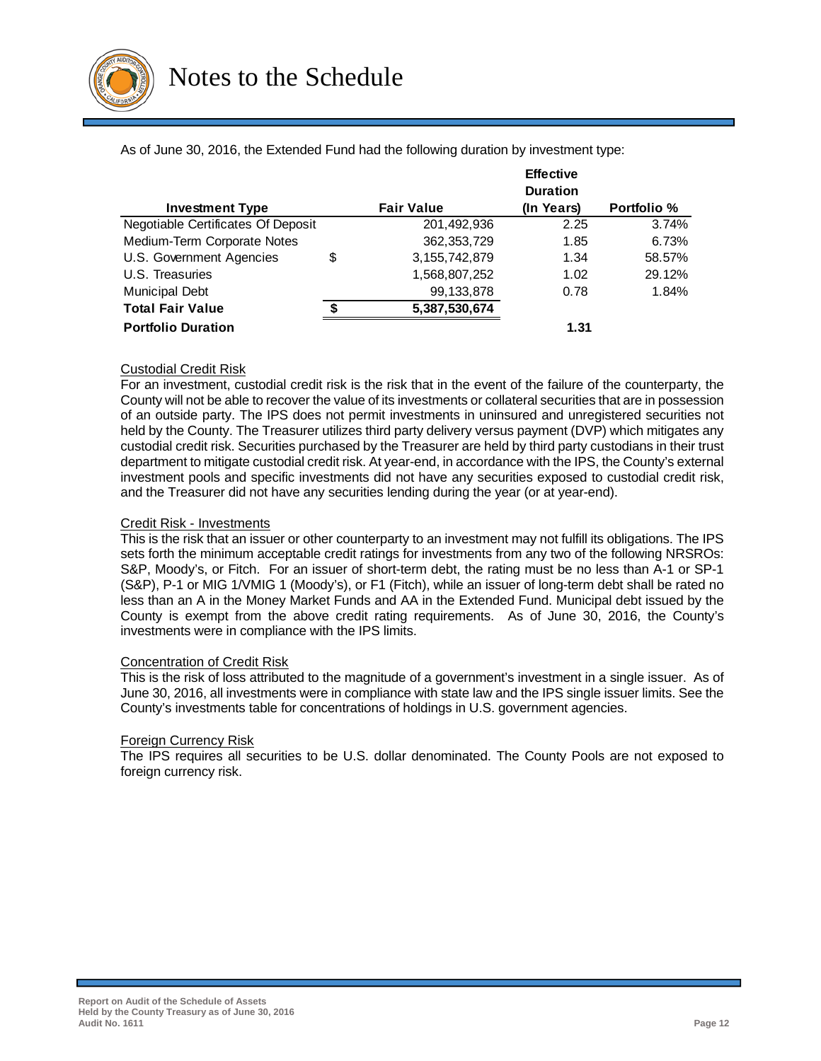# Notes to the Schedule

As of June 30, 2016, the Extended Fund had the following duration by investment type:

| Investment Type | | Fair Value | Effective Duration (In Years) | Portfolio % |
|---|---|---|---|---|
| Negotiable Certificates Of Deposit | | 201,492,936 | 2.25 | 3.74% |
| Medium-Term Corporate Notes | | 362,353,729 | 1.85 | 6.73% |
| U.S. Government Agencies | $ | 3,155,742,879 | 1.34 | 58.57% |
| U.S. Treasuries | | 1,568,807,252 | 1.02 | 29.12% |
| Municipal Debt | | 99,133,878 | 0.78 | 1.84% |
| **Total Fair Value** | **$** | **5,387,530,674** | | |
| **Portfolio Duration** | | | **1.31** | |

Custodial Credit Risk

For an investment, custodial credit risk is the risk that in the event of the failure of the counterparty, the County will not be able to recover the value of its investments or collateral securities that are in possession of an outside party. The IPS does not permit investments in uninsured and unregistered securities not held by the County. The Treasurer utilizes third party delivery versus payment (DVP) which mitigates any custodial credit risk. Securities purchased by the Treasurer are held by third party custodians in their trust department to mitigate custodial credit risk. At year-end, in accordance with the IPS, the County's external investment pools and specific investments did not have any securities exposed to custodial credit risk, and the Treasurer did not have any securities lending during the year (or at year-end).

Credit Risk - Investments

This is the risk that an issuer or other counterparty to an investment may not fulfill its obligations. The IPS sets forth the minimum acceptable credit ratings for investments from any two of the following NRSROs: S&P, Moody's, or Fitch. For an issuer of short-term debt, the rating must be no less than A-1 or SP-1 (S&P), P-1 or MIG 1/VMIG 1 (Moody's), or F1 (Fitch), while an issuer of long-term debt shall be rated no less than an A in the Money Market Funds and AA in the Extended Fund. Municipal debt issued by the County is exempt from the above credit rating requirements. As of June 30, 2016, the County's investments were in compliance with the IPS limits.

Concentration of Credit Risk

This is the risk of loss attributed to the magnitude of a government's investment in a single issuer. As of June 30, 2016, all investments were in compliance with state law and the IPS single issuer limits. See the County's investments table for concentrations of holdings in U.S. government agencies.

Foreign Currency Risk

The IPS requires all securities to be U.S. dollar denominated. The County Pools are not exposed to foreign currency risk.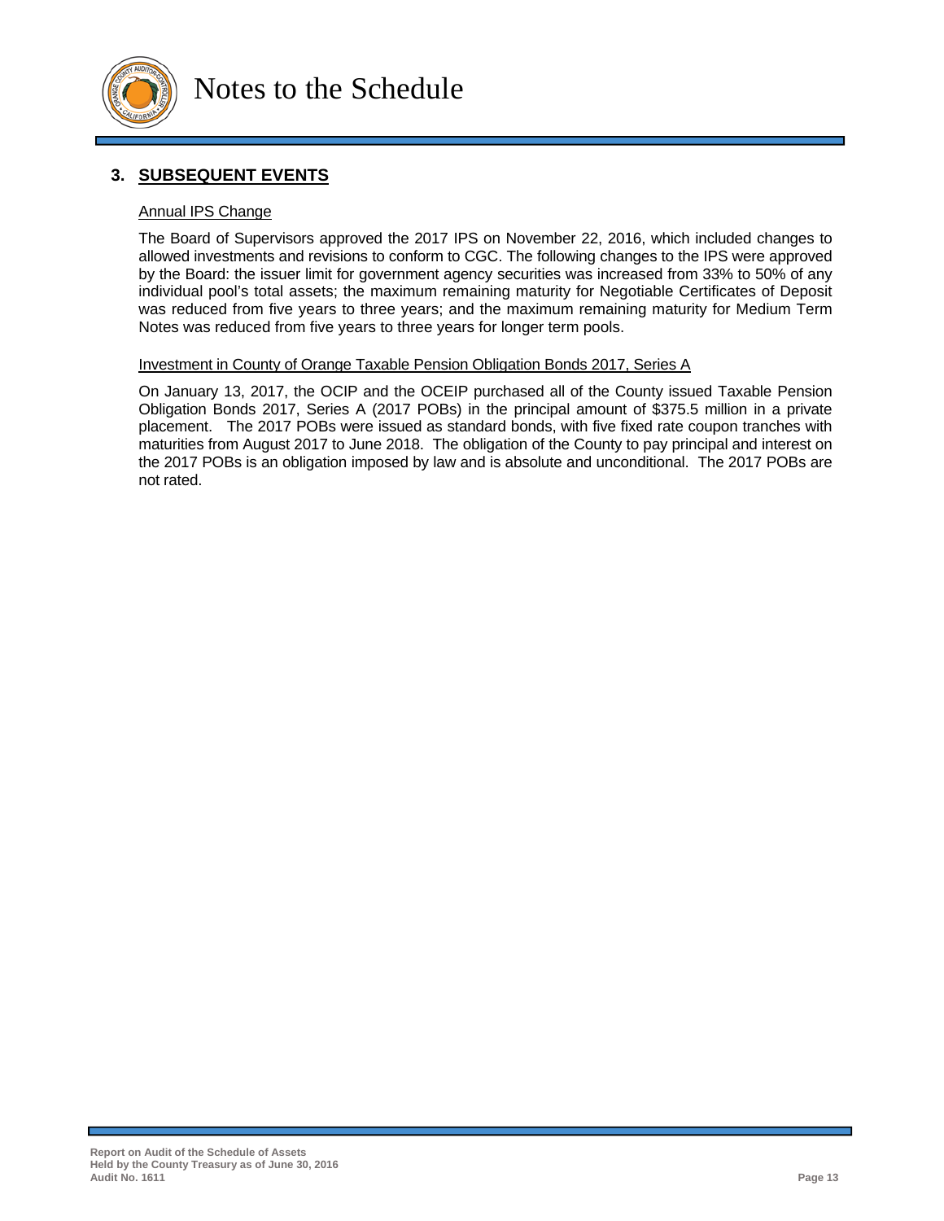# Notes to the Schedule

## 3. SUBSEQUENT EVENTS

### Annual IPS Change

The Board of Supervisors approved the 2017 IPS on November 22, 2016, which included changes to allowed investments and revisions to conform to CGC. The following changes to the IPS were approved by the Board: the issuer limit for government agency securities was increased from 33% to 50% of any individual pool's total assets; the maximum remaining maturity for Negotiable Certificates of Deposit was reduced from five years to three years; and the maximum remaining maturity for Medium Term Notes was reduced from five years to three years for longer term pools.

### Investment in County of Orange Taxable Pension Obligation Bonds 2017, Series A

On January 13, 2017, the OCIP and the OCEIP purchased all of the County issued Taxable Pension Obligation Bonds 2017, Series A (2017 POBs) in the principal amount of $375.5 million in a private placement. The 2017 POBs were issued as standard bonds, with five fixed rate coupon tranches with maturities from August 2017 to June 2018. The obligation of the County to pay principal and interest on the 2017 POBs is an obligation imposed by law and is absolute and unconditional. The 2017 POBs are not rated.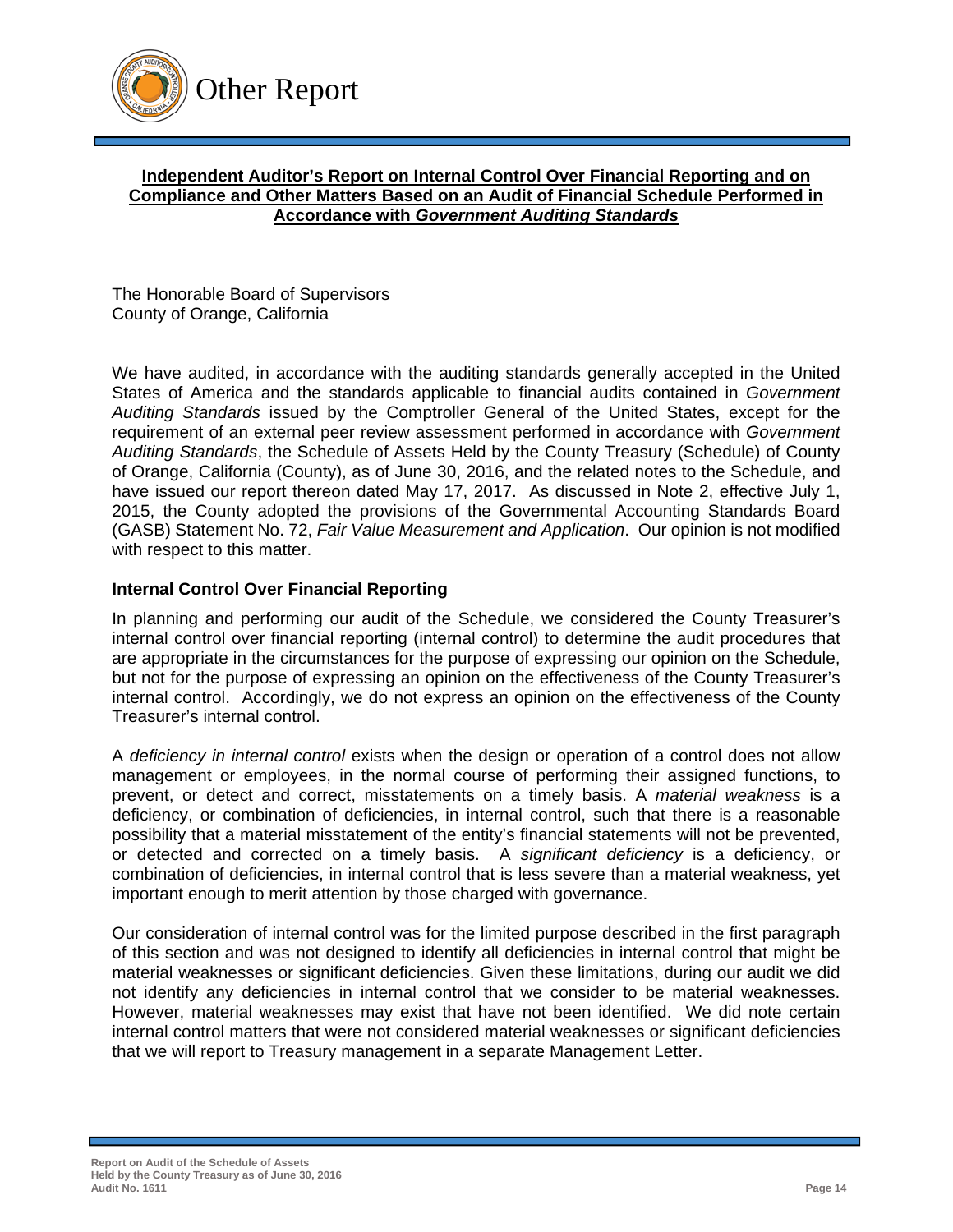# Other Report

**Independent Auditor's Report on Internal Control Over Financial Reporting and on Compliance and Other Matters Based on an Audit of Financial Schedule Performed in Accordance with *Government Auditing Standards***

The Honorable Board of Supervisors
County of Orange, California

We have audited, in accordance with the auditing standards generally accepted in the United States of America and the standards applicable to financial audits contained in *Government Auditing Standards* issued by the Comptroller General of the United States, except for the requirement of an external peer review assessment performed in accordance with *Government Auditing Standards*, the Schedule of Assets Held by the County Treasury (Schedule) of County of Orange, California (County), as of June 30, 2016, and the related notes to the Schedule, and have issued our report thereon dated May 17, 2017. As discussed in Note 2, effective July 1, 2015, the County adopted the provisions of the Governmental Accounting Standards Board (GASB) Statement No. 72, *Fair Value Measurement and Application*. Our opinion is not modified with respect to this matter.

### Internal Control Over Financial Reporting

In planning and performing our audit of the Schedule, we considered the County Treasurer's internal control over financial reporting (internal control) to determine the audit procedures that are appropriate in the circumstances for the purpose of expressing our opinion on the Schedule, but not for the purpose of expressing an opinion on the effectiveness of the County Treasurer's internal control. Accordingly, we do not express an opinion on the effectiveness of the County Treasurer's internal control.

A *deficiency in internal control* exists when the design or operation of a control does not allow management or employees, in the normal course of performing their assigned functions, to prevent, or detect and correct, misstatements on a timely basis. A *material weakness* is a deficiency, or combination of deficiencies, in internal control, such that there is a reasonable possibility that a material misstatement of the entity's financial statements will not be prevented, or detected and corrected on a timely basis. A *significant deficiency* is a deficiency, or combination of deficiencies, in internal control that is less severe than a material weakness, yet important enough to merit attention by those charged with governance.

Our consideration of internal control was for the limited purpose described in the first paragraph of this section and was not designed to identify all deficiencies in internal control that might be material weaknesses or significant deficiencies. Given these limitations, during our audit we did not identify any deficiencies in internal control that we consider to be material weaknesses. However, material weaknesses may exist that have not been identified. We did note certain internal control matters that were not considered material weaknesses or significant deficiencies that we will report to Treasury management in a separate Management Letter.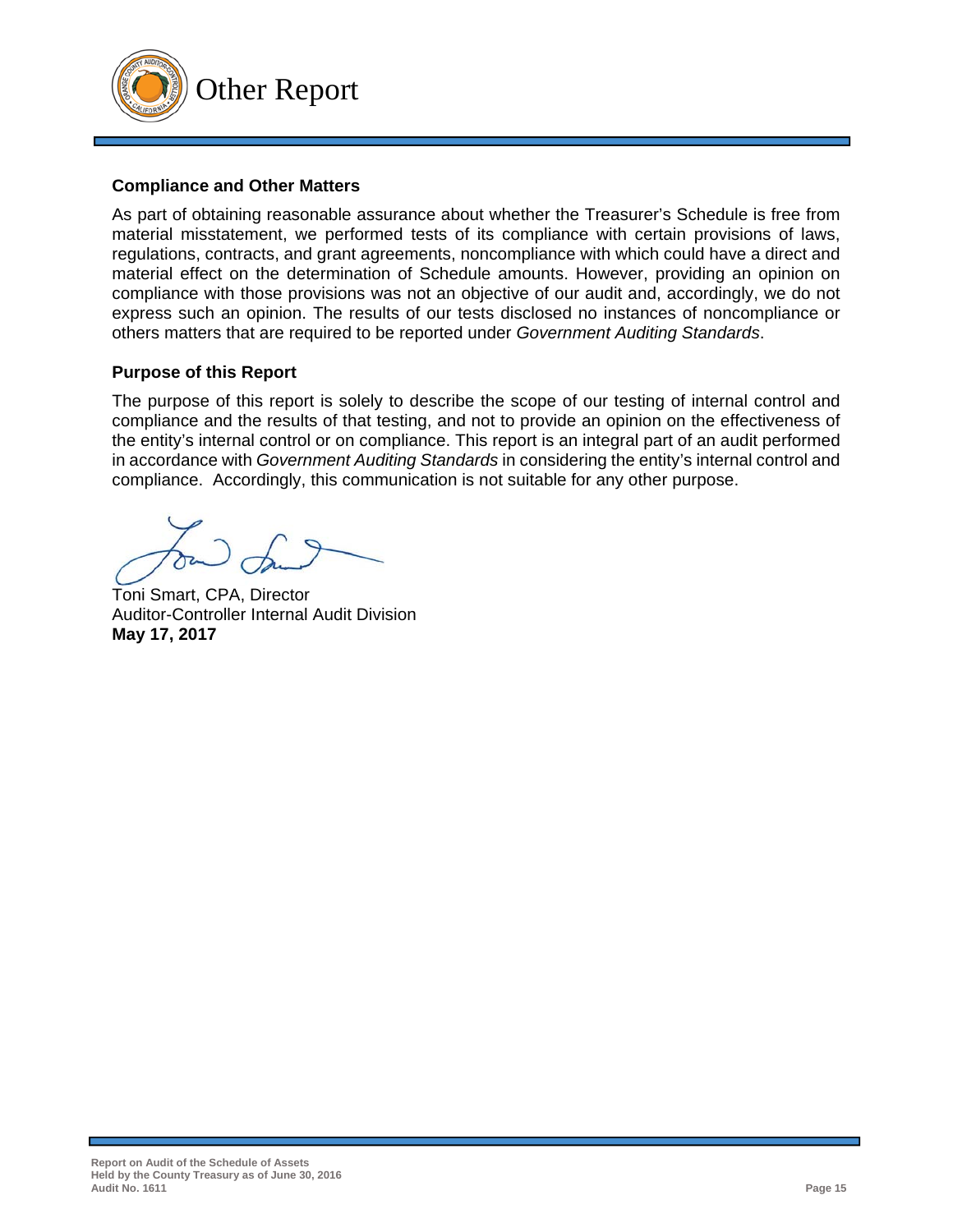# Other Report

## Compliance and Other Matters

As part of obtaining reasonable assurance about whether the Treasurer's Schedule is free from material misstatement, we performed tests of its compliance with certain provisions of laws, regulations, contracts, and grant agreements, noncompliance with which could have a direct and material effect on the determination of Schedule amounts. However, providing an opinion on compliance with those provisions was not an objective of our audit and, accordingly, we do not express such an opinion. The results of our tests disclosed no instances of noncompliance or others matters that are required to be reported under *Government Auditing Standards*.

## Purpose of this Report

The purpose of this report is solely to describe the scope of our testing of internal control and compliance and the results of that testing, and not to provide an opinion on the effectiveness of the entity's internal control or on compliance. This report is an integral part of an audit performed in accordance with *Government Auditing Standards* in considering the entity's internal control and compliance. Accordingly, this communication is not suitable for any other purpose.

Toni Smart, CPA, Director
Auditor-Controller Internal Audit Division
**May 17, 2017**